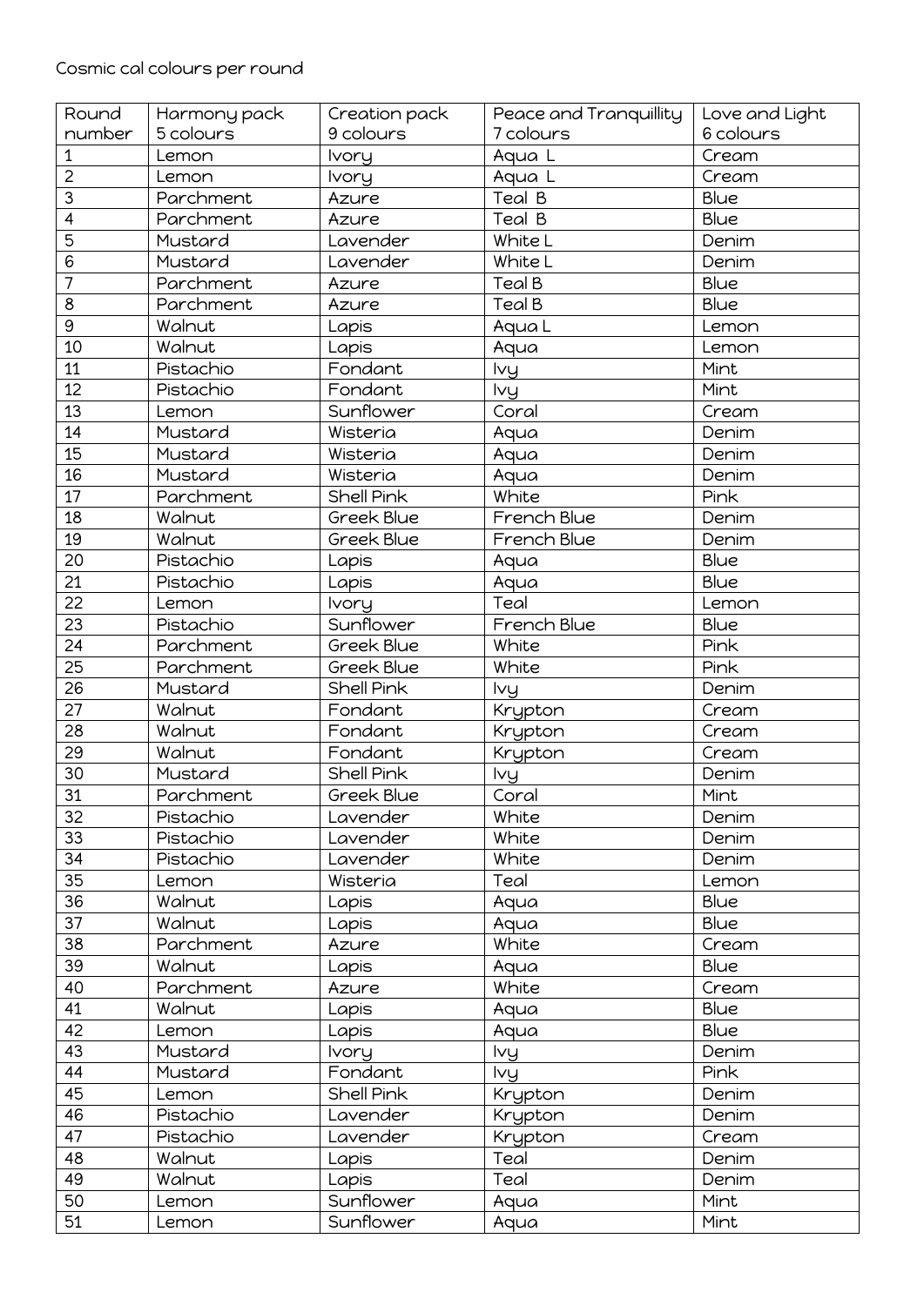Cosmic cal colours per round

| Round number | Harmony pack 5 colours | Creation pack 9 colours | Peace and Tranquillity 7 colours | Love and Light 6 colours |
|---|---|---|---|---|
| 1 | Lemon | Ivory | Aqua L | Cream |
| 2 | Lemon | Ivory | Aqua L | Cream |
| 3 | Parchment | Azure | Teal B | Blue |
| 4 | Parchment | Azure | Teal B | Blue |
| 5 | Mustard | Lavender | White L | Denim |
| 6 | Mustard | Lavender | White L | Denim |
| 7 | Parchment | Azure | Teal B | Blue |
| 8 | Parchment | Azure | Teal B | Blue |
| 9 | Walnut | Lapis | Aqua L | Lemon |
| 10 | Walnut | Lapis | Aqua | Lemon |
| 11 | Pistachio | Fondant | Ivy | Mint |
| 12 | Pistachio | Fondant | Ivy | Mint |
| 13 | Lemon | Sunflower | Coral | Cream |
| 14 | Mustard | Wisteria | Aqua | Denim |
| 15 | Mustard | Wisteria | Aqua | Denim |
| 16 | Mustard | Wisteria | Aqua | Denim |
| 17 | Parchment | Shell Pink | White | Pink |
| 18 | Walnut | Greek Blue | French Blue | Denim |
| 19 | Walnut | Greek Blue | French Blue | Denim |
| 20 | Pistachio | Lapis | Aqua | Blue |
| 21 | Pistachio | Lapis | Aqua | Blue |
| 22 | Lemon | Ivory | Teal | Lemon |
| 23 | Pistachio | Sunflower | French Blue | Blue |
| 24 | Parchment | Greek Blue | White | Pink |
| 25 | Parchment | Greek Blue | White | Pink |
| 26 | Mustard | Shell Pink | Ivy | Denim |
| 27 | Walnut | Fondant | Krypton | Cream |
| 28 | Walnut | Fondant | Krypton | Cream |
| 29 | Walnut | Fondant | Krypton | Cream |
| 30 | Mustard | Shell Pink | Ivy | Denim |
| 31 | Parchment | Greek Blue | Coral | Mint |
| 32 | Pistachio | Lavender | White | Denim |
| 33 | Pistachio | Lavender | White | Denim |
| 34 | Pistachio | Lavender | White | Denim |
| 35 | Lemon | Wisteria | Teal | Lemon |
| 36 | Walnut | Lapis | Aqua | Blue |
| 37 | Walnut | Lapis | Aqua | Blue |
| 38 | Parchment | Azure | White | Cream |
| 39 | Walnut | Lapis | Aqua | Blue |
| 40 | Parchment | Azure | White | Cream |
| 41 | Walnut | Lapis | Aqua | Blue |
| 42 | Lemon | Lapis | Aqua | Blue |
| 43 | Mustard | Ivory | Ivy | Denim |
| 44 | Mustard | Fondant | Ivy | Pink |
| 45 | Lemon | Shell Pink | Krypton | Denim |
| 46 | Pistachio | Lavender | Krypton | Denim |
| 47 | Pistachio | Lavender | Krypton | Cream |
| 48 | Walnut | Lapis | Teal | Denim |
| 49 | Walnut | Lapis | Teal | Denim |
| 50 | Lemon | Sunflower | Aqua | Mint |
| 51 | Lemon | Sunflower | Aqua | Mint |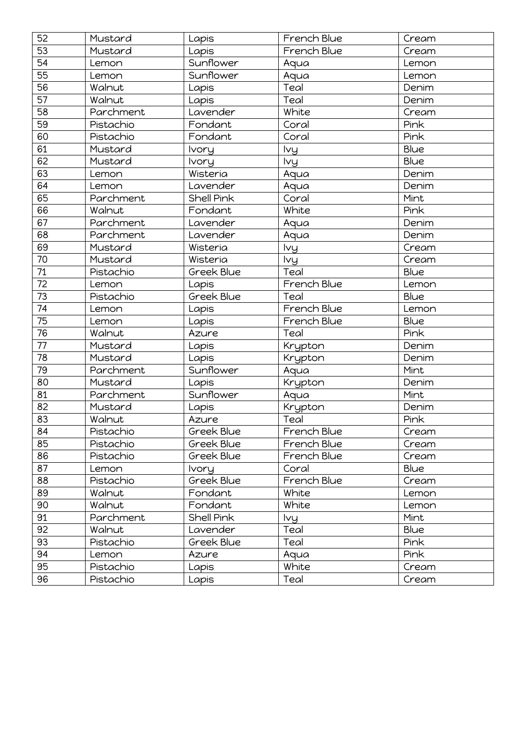| | | | | |
|---|---|---|---|---|
| 52 | Mustard | Lapis | French Blue | Cream |
| 53 | Mustard | Lapis | French Blue | Cream |
| 54 | Lemon | Sunflower | Aqua | Lemon |
| 55 | Lemon | Sunflower | Aqua | Lemon |
| 56 | Walnut | Lapis | Teal | Denim |
| 57 | Walnut | Lapis | Teal | Denim |
| 58 | Parchment | Lavender | White | Cream |
| 59 | Pistachio | Fondant | Coral | Pink |
| 60 | Pistachio | Fondant | Coral | Pink |
| 61 | Mustard | Ivory | Ivy | Blue |
| 62 | Mustard | Ivory | Ivy | Blue |
| 63 | Lemon | Wisteria | Aqua | Denim |
| 64 | Lemon | Lavender | Aqua | Denim |
| 65 | Parchment | Shell Pink | Coral | Mint |
| 66 | Walnut | Fondant | White | Pink |
| 67 | Parchment | Lavender | Aqua | Denim |
| 68 | Parchment | Lavender | Aqua | Denim |
| 69 | Mustard | Wisteria | Ivy | Cream |
| 70 | Mustard | Wisteria | Ivy | Cream |
| 71 | Pistachio | Greek Blue | Teal | Blue |
| 72 | Lemon | Lapis | French Blue | Lemon |
| 73 | Pistachio | Greek Blue | Teal | Blue |
| 74 | Lemon | Lapis | French Blue | Lemon |
| 75 | Lemon | Lapis | French Blue | Blue |
| 76 | Walnut | Azure | Teal | Pink |
| 77 | Mustard | Lapis | Krypton | Denim |
| 78 | Mustard | Lapis | Krypton | Denim |
| 79 | Parchment | Sunflower | Aqua | Mint |
| 80 | Mustard | Lapis | Krypton | Denim |
| 81 | Parchment | Sunflower | Aqua | Mint |
| 82 | Mustard | Lapis | Krypton | Denim |
| 83 | Walnut | Azure | Teal | Pink |
| 84 | Pistachio | Greek Blue | French Blue | Cream |
| 85 | Pistachio | Greek Blue | French Blue | Cream |
| 86 | Pistachio | Greek Blue | French Blue | Cream |
| 87 | Lemon | Ivory | Coral | Blue |
| 88 | Pistachio | Greek Blue | French Blue | Cream |
| 89 | Walnut | Fondant | White | Lemon |
| 90 | Walnut | Fondant | White | Lemon |
| 91 | Parchment | Shell Pink | Ivy | Mint |
| 92 | Walnut | Lavender | Teal | Blue |
| 93 | Pistachio | Greek Blue | Teal | Pink |
| 94 | Lemon | Azure | Aqua | Pink |
| 95 | Pistachio | Lapis | White | Cream |
| 96 | Pistachio | Lapis | Teal | Cream |